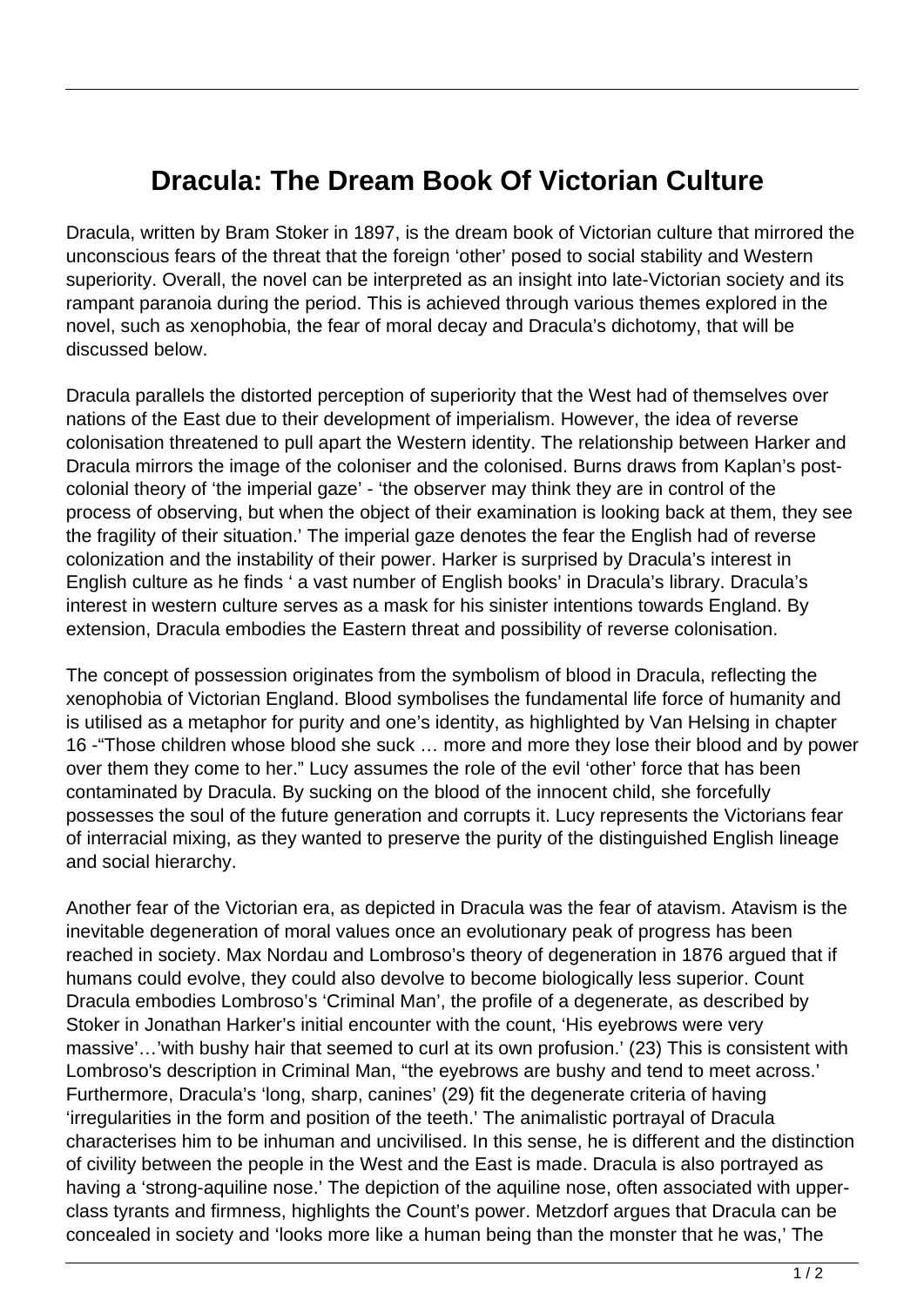# Dracula: The Dream Book Of Victorian Culture

Dracula, written by Bram Stoker in 1897, is the dream book of Victorian culture that mirrored the unconscious fears of the threat that the foreign 'other' posed to social stability and Western superiority. Overall, the novel can be interpreted as an insight into late-Victorian society and its rampant paranoia during the period. This is achieved through various themes explored in the novel, such as xenophobia, the fear of moral decay and Dracula's dichotomy, that will be discussed below.

Dracula parallels the distorted perception of superiority that the West had of themselves over nations of the East due to their development of imperialism. However, the idea of reverse colonisation threatened to pull apart the Western identity. The relationship between Harker and Dracula mirrors the image of the coloniser and the colonised. Burns draws from Kaplan's post-colonial theory of 'the imperial gaze' - 'the observer may think they are in control of the process of observing, but when the object of their examination is looking back at them, they see the fragility of their situation.' The imperial gaze denotes the fear the English had of reverse colonization and the instability of their power. Harker is surprised by Dracula's interest in English culture as he finds ' a vast number of English books' in Dracula's library. Dracula's interest in western culture serves as a mask for his sinister intentions towards England. By extension, Dracula embodies the Eastern threat and possibility of reverse colonisation.

The concept of possession originates from the symbolism of blood in Dracula, reflecting the xenophobia of Victorian England. Blood symbolises the fundamental life force of humanity and is utilised as a metaphor for purity and one's identity, as highlighted by Van Helsing in chapter 16 -"Those children whose blood she suck … more and more they lose their blood and by power over them they come to her." Lucy assumes the role of the evil 'other' force that has been contaminated by Dracula. By sucking on the blood of the innocent child, she forcefully possesses the soul of the future generation and corrupts it. Lucy represents the Victorians fear of interracial mixing, as they wanted to preserve the purity of the distinguished English lineage and social hierarchy.

Another fear of the Victorian era, as depicted in Dracula was the fear of atavism. Atavism is the inevitable degeneration of moral values once an evolutionary peak of progress has been reached in society. Max Nordau and Lombroso's theory of degeneration in 1876 argued that if humans could evolve, they could also devolve to become biologically less superior. Count Dracula embodies Lombroso's 'Criminal Man', the profile of a degenerate, as described by Stoker in Jonathan Harker's initial encounter with the count, 'His eyebrows were very massive'…'with bushy hair that seemed to curl at its own profusion.' (23) This is consistent with Lombroso's description in Criminal Man, "the eyebrows are bushy and tend to meet across.' Furthermore, Dracula's 'long, sharp, canines' (29) fit the degenerate criteria of having 'irregularities in the form and position of the teeth.' The animalistic portrayal of Dracula characterises him to be inhuman and uncivilised. In this sense, he is different and the distinction of civility between the people in the West and the East is made. Dracula is also portrayed as having a 'strong-aquiline nose.' The depiction of the aquiline nose, often associated with upper-class tyrants and firmness, highlights the Count's power. Metzdorf argues that Dracula can be concealed in society and 'looks more like a human being than the monster that he was,' The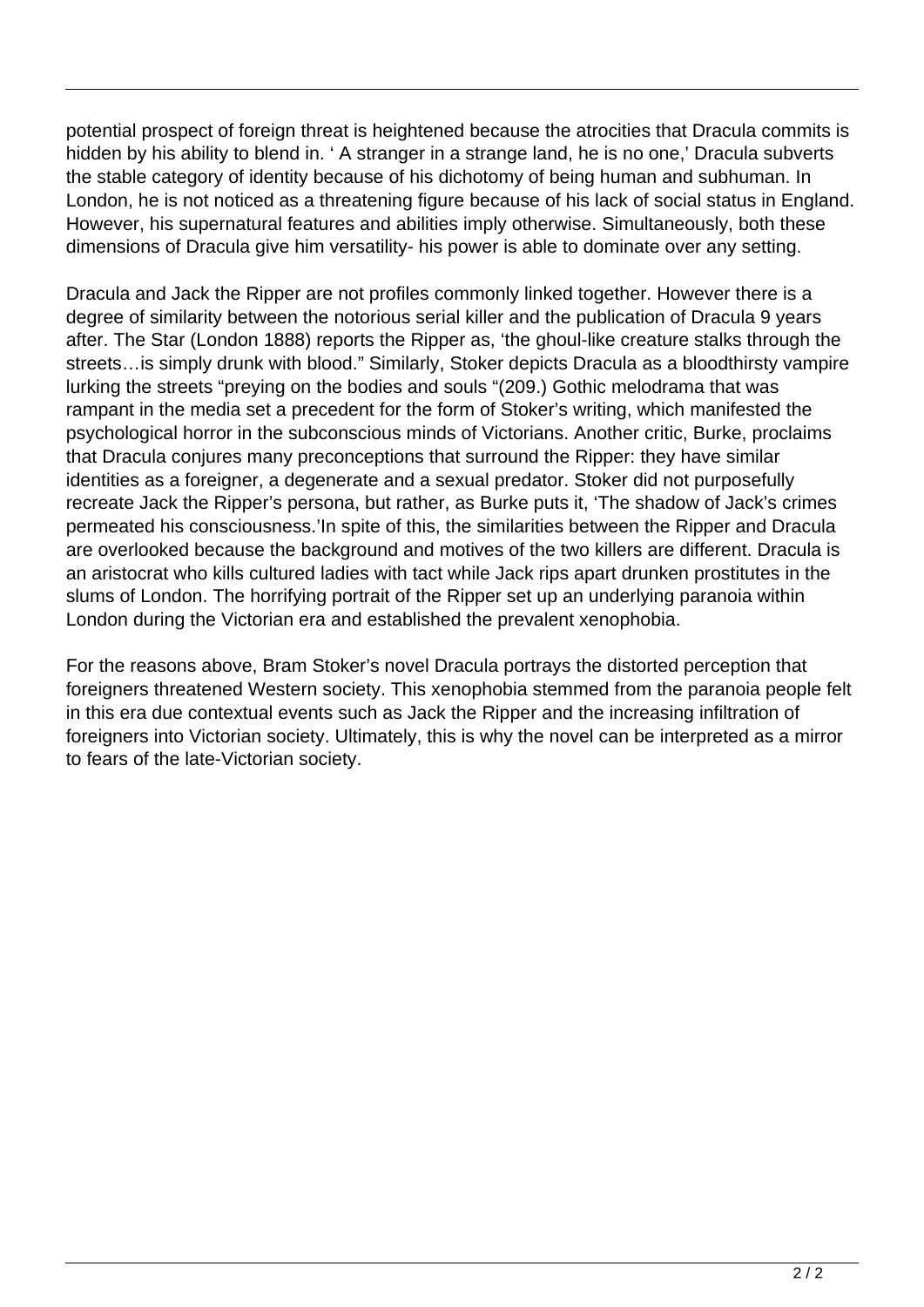potential prospect of foreign threat is heightened because the atrocities that Dracula commits is hidden by his ability to blend in. ' A stranger in a strange land, he is no one,' Dracula subverts the stable category of identity because of his dichotomy of being human and subhuman. In London, he is not noticed as a threatening figure because of his lack of social status in England. However, his supernatural features and abilities imply otherwise. Simultaneously, both these dimensions of Dracula give him versatility- his power is able to dominate over any setting.

Dracula and Jack the Ripper are not profiles commonly linked together. However there is a degree of similarity between the notorious serial killer and the publication of Dracula 9 years after. The Star (London 1888) reports the Ripper as, 'the ghoul-like creature stalks through the streets…is simply drunk with blood." Similarly, Stoker depicts Dracula as a bloodthirsty vampire lurking the streets "preying on the bodies and souls "(209.) Gothic melodrama that was rampant in the media set a precedent for the form of Stoker's writing, which manifested the psychological horror in the subconscious minds of Victorians. Another critic, Burke, proclaims that Dracula conjures many preconceptions that surround the Ripper: they have similar identities as a foreigner, a degenerate and a sexual predator. Stoker did not purposefully recreate Jack the Ripper's persona, but rather, as Burke puts it, 'The shadow of Jack's crimes permeated his consciousness.'In spite of this, the similarities between the Ripper and Dracula are overlooked because the background and motives of the two killers are different. Dracula is an aristocrat who kills cultured ladies with tact while Jack rips apart drunken prostitutes in the slums of London. The horrifying portrait of the Ripper set up an underlying paranoia within London during the Victorian era and established the prevalent xenophobia.

For the reasons above, Bram Stoker's novel Dracula portrays the distorted perception that foreigners threatened Western society. This xenophobia stemmed from the paranoia people felt in this era due contextual events such as Jack the Ripper and the increasing infiltration of foreigners into Victorian society. Ultimately, this is why the novel can be interpreted as a mirror to fears of the late-Victorian society.